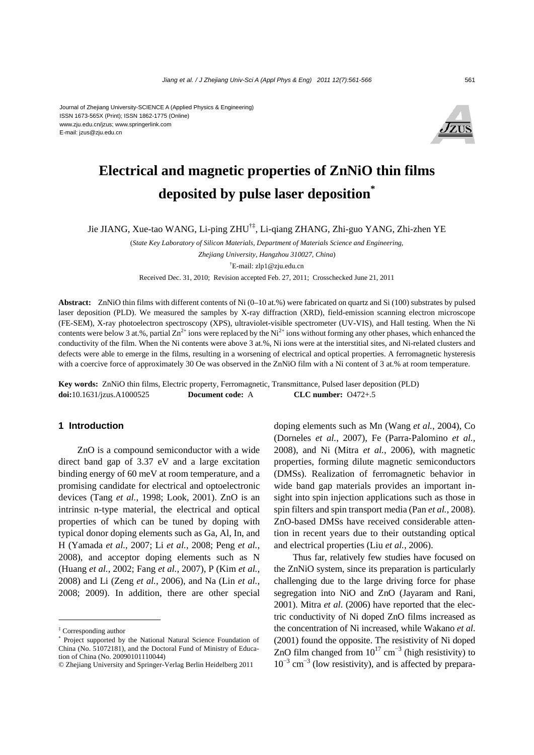Journal of Zhejiang University-SCIENCE A (Applied Physics & Engineering)
ISSN 1673-565X (Print); ISSN 1862-1775 (Online)
www.zju.edu.cn/jzus; www.springerlink.com
E-mail: jzus@zju.edu.cn

# Electrical and magnetic properties of ZnNiO thin films deposited by pulse laser deposition*

Jie JIANG, Xue-tao WANG, Li-ping ZHU[†‡], Li-qiang ZHANG, Zhi-guo YANG, Zhi-zhen YE

(*State Key Laboratory of Silicon Materials, Department of Materials Science and Engineering, Zhejiang University, Hangzhou 310027, China*)

[†]E-mail: zlp1@zju.edu.cn

Received Dec. 31, 2010; Revision accepted Feb. 27, 2011; Crosschecked June 21, 2011

**Abstract:** ZnNiO thin films with different contents of Ni (0–10 at.%) were fabricated on quartz and Si (100) substrates by pulsed laser deposition (PLD). We measured the samples by X-ray diffraction (XRD), field-emission scanning electron microscope (FE-SEM), X-ray photoelectron spectroscopy (XPS), ultraviolet-visible spectrometer (UV-VIS), and Hall testing. When the Ni contents were below 3 at.%, partial $Zn^{2+}$ ions were replaced by the $Ni^{2+}$ ions without forming any other phases, which enhanced the conductivity of the film. When the Ni contents were above 3 at.%, Ni ions were at the interstitial sites, and Ni-related clusters and defects were able to emerge in the films, resulting in a worsening of electrical and optical properties. A ferromagnetic hysteresis with a coercive force of approximately 30 Oe was observed in the ZnNiO film with a Ni content of 3 at.% at room temperature.

**Key words:** ZnNiO thin films, Electric property, Ferromagnetic, Transmittance, Pulsed laser deposition (PLD)
**doi:**10.1631/jzus.A1000525 **Document code:** A **CLC number:** O472+.5

## 1 Introduction

ZnO is a compound semiconductor with a wide direct band gap of 3.37 eV and a large excitation binding energy of 60 meV at room temperature, and a promising candidate for electrical and optoelectronic devices (Tang *et al.*, 1998; Look, 2001). ZnO is an intrinsic n-type material, the electrical and optical properties of which can be tuned by doping with typical donor doping elements such as Ga, Al, In, and H (Yamada *et al.*, 2007; Li *et al.*, 2008; Peng *et al.*, 2008), and acceptor doping elements such as N (Huang *et al.*, 2002; Fang *et al.*, 2007), P (Kim *et al.*, 2008) and Li (Zeng *et al.*, 2006), and Na (Lin *et al.*, 2008; 2009). In addition, there are other special doping elements such as Mn (Wang *et al.*, 2004), Co (Dorneles *et al.*, 2007), Fe (Parra-Palomino *et al.*, 2008), and Ni (Mitra *et al.*, 2006), with magnetic properties, forming dilute magnetic semiconductors (DMSs). Realization of ferromagnetic behavior in wide band gap materials provides an important insight into spin injection applications such as those in spin filters and spin transport media (Pan *et al.*, 2008). ZnO-based DMSs have received considerable attention in recent years due to their outstanding optical and electrical properties (Liu *et al.*, 2006).

Thus far, relatively few studies have focused on the ZnNiO system, since its preparation is particularly challenging due to the large driving force for phase segregation into NiO and ZnO (Jayaram and Rani, 2001). Mitra *et al*. (2006) have reported that the electric conductivity of Ni doped ZnO films increased as the concentration of Ni increased, while Wakano *et al*. (2001) found the opposite. The resistivity of Ni doped ZnO film changed from $10^{17}$ $cm^{-3}$ (high resistivity) to $10^{-3}$ $cm^{-3}$ (low resistivity), and is affected by prepara-

---

[‡] Corresponding author

\* Project supported by the National Natural Science Foundation of China (No. 51072181), and the Doctoral Fund of Ministry of Education of China (No. 20090101110044)

© Zhejiang University and Springer-Verlag Berlin Heidelberg 2011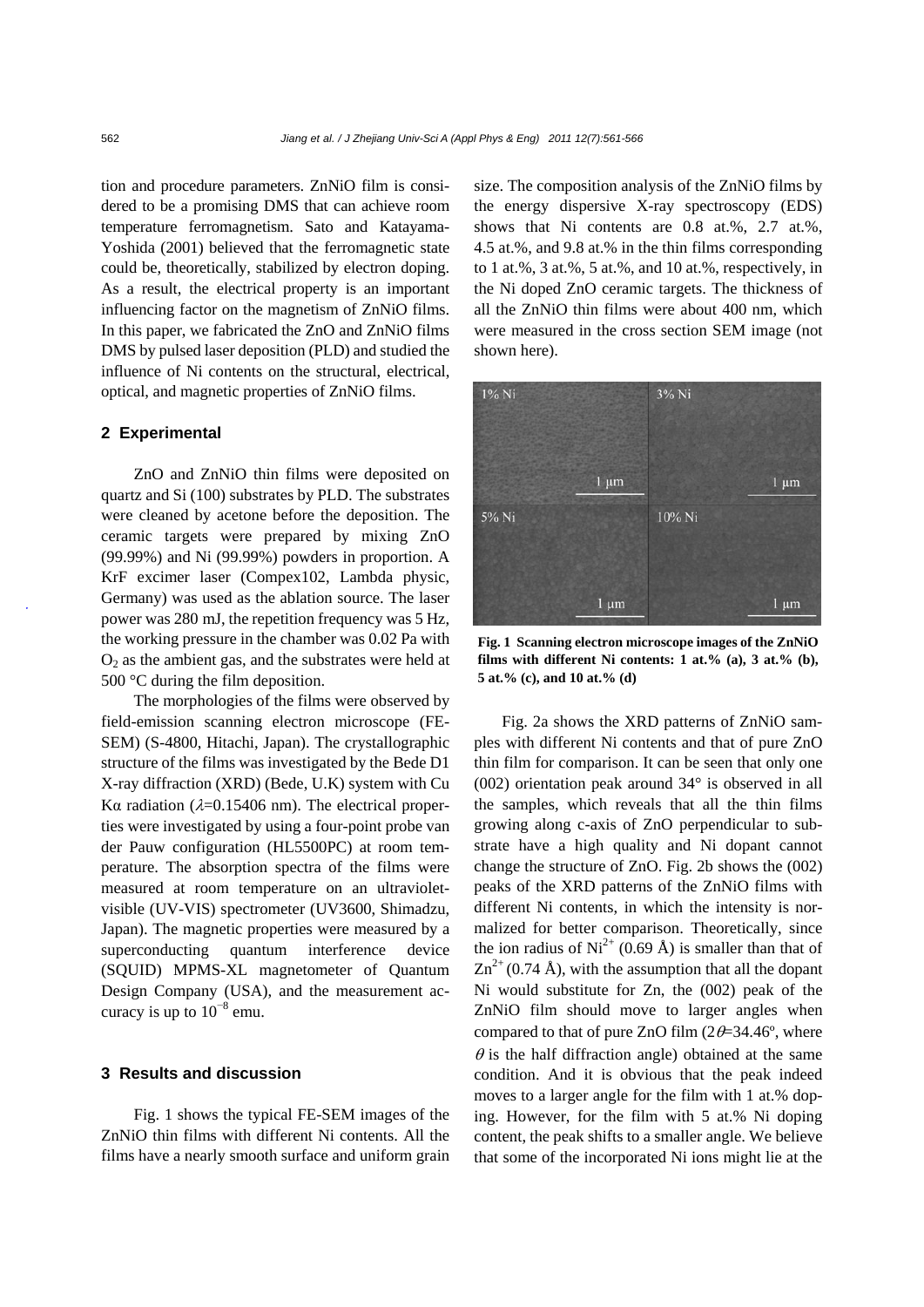tion and procedure parameters. ZnNiO film is considered to be a promising DMS that can achieve room temperature ferromagnetism. Sato and Katayama-Yoshida (2001) believed that the ferromagnetic state could be, theoretically, stabilized by electron doping. As a result, the electrical property is an important influencing factor on the magnetism of ZnNiO films. In this paper, we fabricated the ZnO and ZnNiO films DMS by pulsed laser deposition (PLD) and studied the influence of Ni contents on the structural, electrical, optical, and magnetic properties of ZnNiO films.

## 2 Experimental

ZnO and ZnNiO thin films were deposited on quartz and Si (100) substrates by PLD. The substrates were cleaned by acetone before the deposition. The ceramic targets were prepared by mixing ZnO (99.99%) and Ni (99.99%) powders in proportion. A KrF excimer laser (Compex102, Lambda physic, Germany) was used as the ablation source. The laser power was 280 mJ, the repetition frequency was 5 Hz, the working pressure in the chamber was 0.02 Pa with $O_2$ as the ambient gas, and the substrates were held at 500 °C during the film deposition.

The morphologies of the films were observed by field-emission scanning electron microscope (FE-SEM) (S-4800, Hitachi, Japan). The crystallographic structure of the films was investigated by the Bede D1 X-ray diffraction (XRD) (Bede, U.K) system with Cu Kα radiation ($\lambda$=0.15406 nm). The electrical properties were investigated by using a four-point probe van der Pauw configuration (HL5500PC) at room temperature. The absorption spectra of the films were measured at room temperature on an ultraviolet-visible (UV-VIS) spectrometer (UV3600, Shimadzu, Japan). The magnetic properties were measured by a superconducting quantum interference device (SQUID) MPMS-XL magnetometer of Quantum Design Company (USA), and the measurement accuracy is up to $10^{-8}$ emu.

## 3 Results and discussion

Fig. 1 shows the typical FE-SEM images of the ZnNiO thin films with different Ni contents. All the films have a nearly smooth surface and uniform grain size. The composition analysis of the ZnNiO films by the energy dispersive X-ray spectroscopy (EDS) shows that Ni contents are 0.8 at.%, 2.7 at.%, 4.5 at.%, and 9.8 at.% in the thin films corresponding to 1 at.%, 3 at.%, 5 at.%, and 10 at.%, respectively, in the Ni doped ZnO ceramic targets. The thickness of all the ZnNiO thin films were about 400 nm, which were measured in the cross section SEM image (not shown here).

**Fig. 1 Scanning electron microscope images of the ZnNiO films with different Ni contents: 1 at.% (a), 3 at.% (b), 5 at.% (c), and 10 at.% (d)**

Fig. 2a shows the XRD patterns of ZnNiO samples with different Ni contents and that of pure ZnO thin film for comparison. It can be seen that only one (002) orientation peak around 34° is observed in all the samples, which reveals that all the thin films growing along c-axis of ZnO perpendicular to substrate have a high quality and Ni dopant cannot change the structure of ZnO. Fig. 2b shows the (002) peaks of the XRD patterns of the ZnNiO films with different Ni contents, in which the intensity is normalized for better comparison. Theoretically, since the ion radius of $Ni^{2+}$ (0.69 Å) is smaller than that of $Zn^{2+}$ (0.74 Å), with the assumption that all the dopant Ni would substitute for Zn, the (002) peak of the ZnNiO film should move to larger angles when compared to that of pure ZnO film ($2\theta$=34.46º, where $\theta$ is the half diffraction angle) obtained at the same condition. And it is obvious that the peak indeed moves to a larger angle for the film with 1 at.% doping. However, for the film with 5 at.% Ni doping content, the peak shifts to a smaller angle. We believe that some of the incorporated Ni ions might lie at the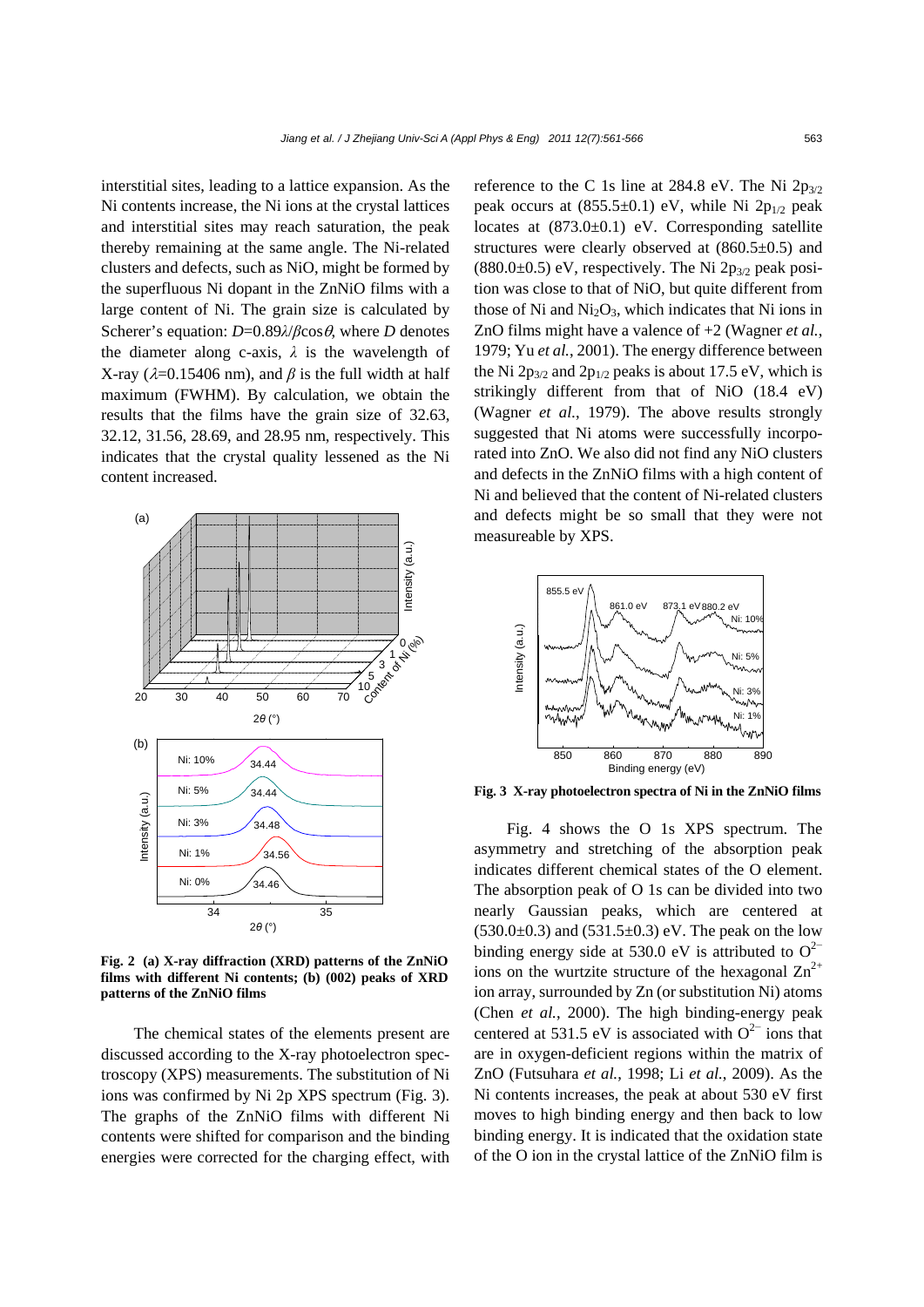interstitial sites, leading to a lattice expansion. As the Ni contents increase, the Ni ions at the crystal lattices and interstitial sites may reach saturation, the peak thereby remaining at the same angle. The Ni-related clusters and defects, such as NiO, might be formed by the superfluous Ni dopant in the ZnNiO films with a large content of Ni. The grain size is calculated by Scherer's equation: $D=0.89\lambda/\beta\cos\theta$, where $D$ denotes the diameter along c-axis, $\lambda$ is the wavelength of X-ray ($\lambda$=0.15406 nm), and $\beta$ is the full width at half maximum (FWHM). By calculation, we obtain the results that the films have the grain size of 32.63, 32.12, 31.56, 28.69, and 28.95 nm, respectively. This indicates that the crystal quality lessened as the Ni content increased.

**Fig. 2 (a) X-ray diffraction (XRD) patterns of the ZnNiO films with different Ni contents; (b) (002) peaks of XRD patterns of the ZnNiO films**

The chemical states of the elements present are discussed according to the X-ray photoelectron spectroscopy (XPS) measurements. The substitution of Ni ions was confirmed by Ni 2p XPS spectrum (Fig. 3). The graphs of the ZnNiO films with different Ni contents were shifted for comparison and the binding energies were corrected for the charging effect, with reference to the C 1s line at 284.8 eV. The Ni $2p_{3/2}$ peak occurs at (855.5±0.1) eV, while Ni $2p_{1/2}$ peak locates at (873.0±0.1) eV. Corresponding satellite structures were clearly observed at (860.5±0.5) and (880.0±0.5) eV, respectively. The Ni $2p_{3/2}$ peak position was close to that of NiO, but quite different from those of Ni and $Ni_2O_3$, which indicates that Ni ions in ZnO films might have a valence of +2 (Wagner *et al.*, 1979; Yu *et al.*, 2001). The energy difference between the Ni $2p_{3/2}$ and $2p_{1/2}$ peaks is about 17.5 eV, which is strikingly different from that of NiO (18.4 eV) (Wagner *et al.*, 1979). The above results strongly suggested that Ni atoms were successfully incorporated into ZnO. We also did not find any NiO clusters and defects in the ZnNiO films with a high content of Ni and believed that the content of Ni-related clusters and defects might be so small that they were not measureable by XPS.

**Fig. 3 X-ray photoelectron spectra of Ni in the ZnNiO films**

Fig. 4 shows the O 1s XPS spectrum. The asymmetry and stretching of the absorption peak indicates different chemical states of the O element. The absorption peak of O 1s can be divided into two nearly Gaussian peaks, which are centered at (530.0±0.3) and (531.5±0.3) eV. The peak on the low binding energy side at 530.0 eV is attributed to $O^{2-}$ ions on the wurtzite structure of the hexagonal $Zn^{2+}$ ion array, surrounded by Zn (or substitution Ni) atoms (Chen *et al.*, 2000). The high binding-energy peak centered at 531.5 eV is associated with $O^{2-}$ ions that are in oxygen-deficient regions within the matrix of ZnO (Futsuhara *et al.*, 1998; Li *et al.*, 2009). As the Ni contents increases, the peak at about 530 eV first moves to high binding energy and then back to low binding energy. It is indicated that the oxidation state of the O ion in the crystal lattice of the ZnNiO film is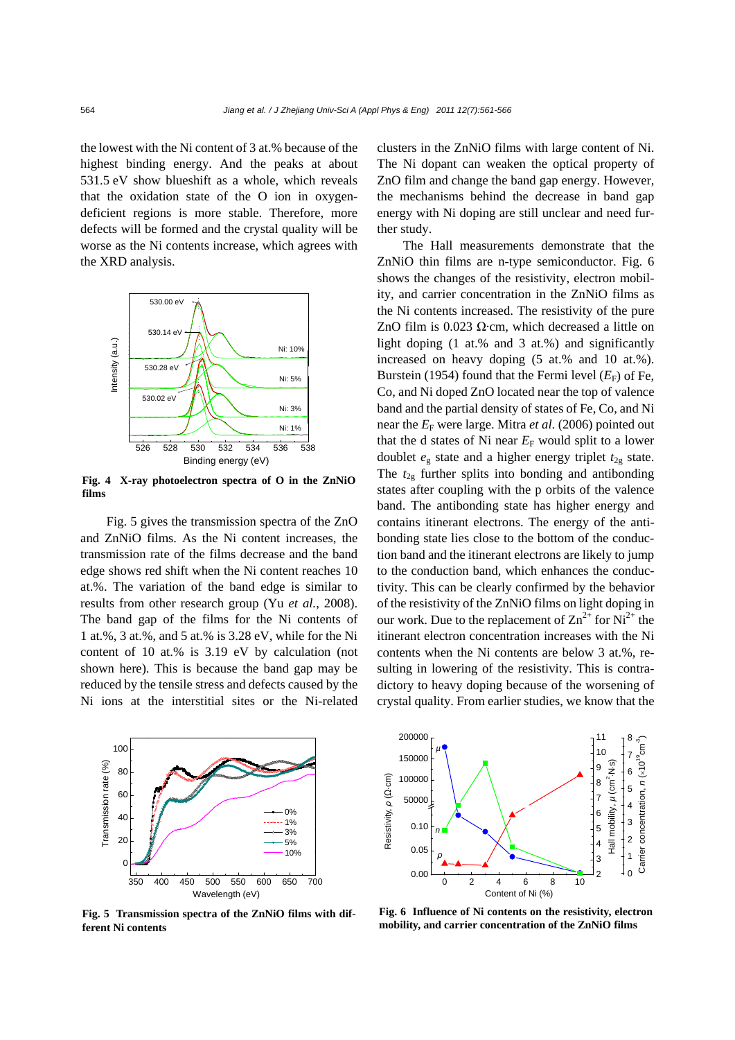the lowest with the Ni content of 3 at.% because of the highest binding energy. And the peaks at about 531.5 eV show blueshift as a whole, which reveals that the oxidation state of the O ion in oxygen-deficient regions is more stable. Therefore, more defects will be formed and the crystal quality will be worse as the Ni contents increase, which agrees with the XRD analysis.

**Fig. 4 X-ray photoelectron spectra of O in the ZnNiO films**

Fig. 5 gives the transmission spectra of the ZnO and ZnNiO films. As the Ni content increases, the transmission rate of the films decrease and the band edge shows red shift when the Ni content reaches 10 at.%. The variation of the band edge is similar to results from other research group (Yu *et al.*, 2008). The band gap of the films for the Ni contents of 1 at.%, 3 at.%, and 5 at.% is 3.28 eV, while for the Ni content of 10 at.% is 3.19 eV by calculation (not shown here). This is because the band gap may be reduced by the tensile stress and defects caused by the Ni ions at the interstitial sites or the Ni-related clusters in the ZnNiO films with large content of Ni. The Ni dopant can weaken the optical property of ZnO film and change the band gap energy. However, the mechanisms behind the decrease in band gap energy with Ni doping are still unclear and need further study.

The Hall measurements demonstrate that the ZnNiO thin films are n-type semiconductor. Fig. 6 shows the changes of the resistivity, electron mobility, and carrier concentration in the ZnNiO films as the Ni contents increased. The resistivity of the pure ZnO film is 0.023 Ω·cm, which decreased a little on light doping (1 at.% and 3 at.%) and significantly increased on heavy doping (5 at.% and 10 at.%). Burstein (1954) found that the Fermi level ($E_F$) of Fe, Co, and Ni doped ZnO located near the top of valence band and the partial density of states of Fe, Co, and Ni near the $E_F$ were large. Mitra *et al.* (2006) pointed out that the d states of Ni near $E_F$ would split to a lower doublet $e_g$ state and a higher energy triplet $t_{2g}$ state. The $t_{2g}$ further splits into bonding and antibonding states after coupling with the p orbits of the valence band. The antibonding state has higher energy and contains itinerant electrons. The energy of the antibonding state lies close to the bottom of the conduction band and the itinerant electrons are likely to jump to the conduction band, which enhances the conductivity. This can be clearly confirmed by the behavior of the resistivity of the ZnNiO films on light doping in our work. Due to the replacement of $Zn^{2+}$ for $Ni^{2+}$ the itinerant electron concentration increases with the Ni contents when the Ni contents are below 3 at.%, resulting in lowering of the resistivity. This is contradictory to heavy doping because of the worsening of crystal quality. From earlier studies, we know that the

**Fig. 5 Transmission spectra of the ZnNiO films with different Ni contents**

**Fig. 6 Influence of Ni contents on the resistivity, electron mobility, and carrier concentration of the ZnNiO films**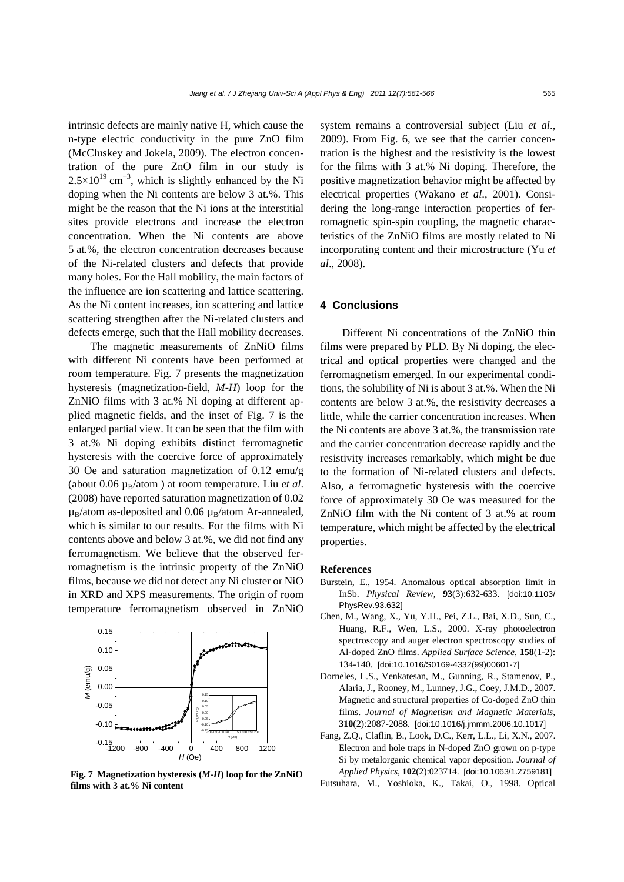intrinsic defects are mainly native H, which cause the n-type electric conductivity in the pure ZnO film (McCluskey and Jokela, 2009). The electron concentration of the pure ZnO film in our study is $2.5\times10^{19}$ cm$^{-3}$, which is slightly enhanced by the Ni doping when the Ni contents are below 3 at.%. This might be the reason that the Ni ions at the interstitial sites provide electrons and increase the electron concentration. When the Ni contents are above 5 at.%, the electron concentration decreases because of the Ni-related clusters and defects that provide many holes. For the Hall mobility, the main factors of the influence are ion scattering and lattice scattering. As the Ni content increases, ion scattering and lattice scattering strengthen after the Ni-related clusters and defects emerge, such that the Hall mobility decreases.

The magnetic measurements of ZnNiO films with different Ni contents have been performed at room temperature. Fig. 7 presents the magnetization hysteresis (magnetization-field, *M-H*) loop for the ZnNiO films with 3 at.% Ni doping at different applied magnetic fields, and the inset of Fig. 7 is the enlarged partial view. It can be seen that the film with 3 at.% Ni doping exhibits distinct ferromagnetic hysteresis with the coercive force of approximately 30 Oe and saturation magnetization of 0.12 emu/g (about 0.06 $\mu_B$/atom ) at room temperature. Liu *et al*. (2008) have reported saturation magnetization of 0.02 $\mu_B$/atom as-deposited and 0.06 $\mu_B$/atom Ar-annealed, which is similar to our results. For the films with Ni contents above and below 3 at.%, we did not find any ferromagnetism. We believe that the observed ferromagnetism is the intrinsic property of the ZnNiO films, because we did not detect any Ni cluster or NiO in XRD and XPS measurements. The origin of room temperature ferromagnetism observed in ZnNiO system remains a controversial subject (Liu *et al*., 2009). From Fig. 6, we see that the carrier concentration is the highest and the resistivity is the lowest for the films with 3 at.% Ni doping. Therefore, the positive magnetization behavior might be affected by electrical properties (Wakano *et al*., 2001). Considering the long-range interaction properties of ferromagnetic spin-spin coupling, the magnetic characteristics of the ZnNiO films are mostly related to Ni incorporating content and their microstructure (Yu *et al*., 2008).

**Fig. 7 Magnetization hysteresis (*M-H*) loop for the ZnNiO films with 3 at.% Ni content**

## 4 Conclusions

Different Ni concentrations of the ZnNiO thin films were prepared by PLD. By Ni doping, the electrical and optical properties were changed and the ferromagnetism emerged. In our experimental conditions, the solubility of Ni is about 3 at.%. When the Ni contents are below 3 at.%, the resistivity decreases a little, while the carrier concentration increases. When the Ni contents are above 3 at.%, the transmission rate and the carrier concentration decrease rapidly and the resistivity increases remarkably, which might be due to the formation of Ni-related clusters and defects. Also, a ferromagnetic hysteresis with the coercive force of approximately 30 Oe was measured for the ZnNiO film with the Ni content of 3 at.% at room temperature, which might be affected by the electrical properties.

**References**

Burstein, E., 1954. Anomalous optical absorption limit in InSb. *Physical Review*, **93**(3):632-633. [doi:10.1103/PhysRev.93.632]

Chen, M., Wang, X., Yu, Y.H., Pei, Z.L., Bai, X.D., Sun, C., Huang, R.F., Wen, L.S., 2000. X-ray photoelectron spectroscopy and auger electron spectroscopy studies of Al-doped ZnO films. *Applied Surface Science*, **158**(1-2):134-140. [doi:10.1016/S0169-4332(99)00601-7]

Dorneles, L.S., Venkatesan, M., Gunning, R., Stamenov, P., Alaria, J., Rooney, M., Lunney, J.G., Coey, J.M.D., 2007. Magnetic and structural properties of Co-doped ZnO thin films. *Journal of Magnetism and Magnetic Materials*, **310**(2):2087-2088. [doi:10.1016/j.jmmm.2006.10.1017]

Fang, Z.Q., Claflin, B., Look, D.C., Kerr, L.L., Li, X.N., 2007. Electron and hole traps in N-doped ZnO grown on p-type Si by metalorganic chemical vapor deposition. *Journal of Applied Physics*, **102**(2):023714. [doi:10.1063/1.2759181]

Futsuhara, M., Yoshioka, K., Takai, O., 1998. Optical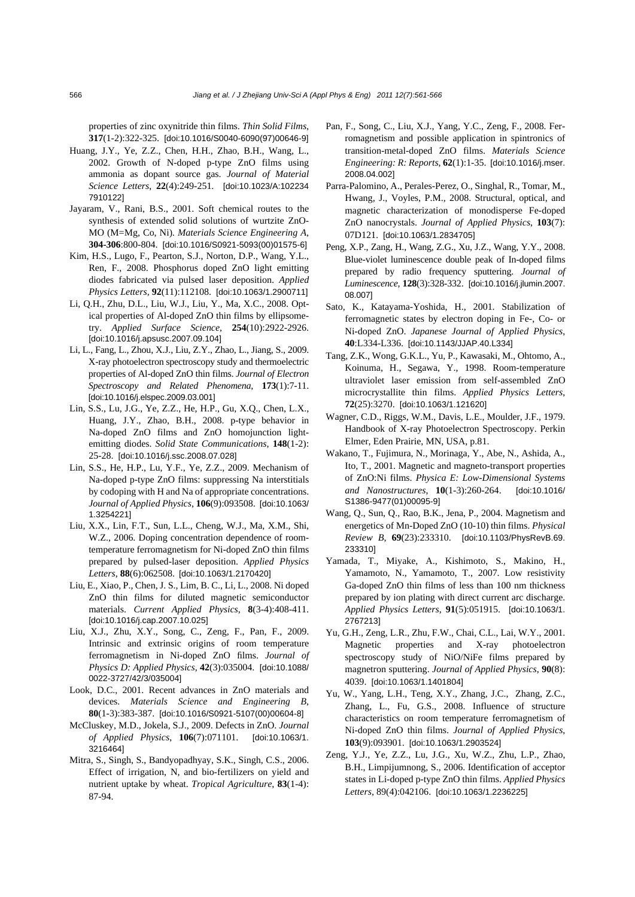properties of zinc oxynitride thin films. *Thin Solid Films*, **317**(1-2):322-325. [doi:10.1016/S0040-6090(97)00646-9]

Huang, J.Y., Ye, Z.Z., Chen, H.H., Zhao, B.H., Wang, L., 2002. Growth of N-doped p-type ZnO films using ammonia as dopant source gas. *Journal of Material Science Letters*, **22**(4):249-251. [doi:10.1023/A:1022347910122]

Jayaram, V., Rani, B.S., 2001. Soft chemical routes to the synthesis of extended solid solutions of wurtzite ZnO-MO (M=Mg, Co, Ni). *Materials Science Engineering A*, **304-306**:800-804. [doi:10.1016/S0921-5093(00)01575-6]

Kim, H.S., Lugo, F., Pearton, S.J., Norton, D.P., Wang, Y.L., Ren, F., 2008. Phosphorus doped ZnO light emitting diodes fabricated via pulsed laser deposition. *Applied Physics Letters*, **92**(11):112108. [doi:10.1063/1.2900711]

Li, Q.H., Zhu, D.L., Liu, W.J., Liu, Y., Ma, X.C., 2008. Optical properties of Al-doped ZnO thin films by ellipsometry. *Applied Surface Science*, **254**(10):2922-2926. [doi:10.1016/j.apsusc.2007.09.104]

Li, L., Fang, L., Zhou, X.J., Liu, Z.Y., Zhao, L., Jiang, S., 2009. X-ray photoelectron spectroscopy study and thermoelectric properties of Al-doped ZnO thin films. *Journal of Electron Spectroscopy and Related Phenomena*, **173**(1):7-11. [doi:10.1016/j.elspec.2009.03.001]

Lin, S.S., Lu, J.G., Ye, Z.Z., He, H.P., Gu, X.Q., Chen, L.X., Huang, J.Y., Zhao, B.H., 2008. p-type behavior in Na-doped ZnO films and ZnO homojunction light-emitting diodes. *Solid State Communications*, **148**(1-2): 25-28. [doi:10.1016/j.ssc.2008.07.028]

Lin, S.S., He, H.P., Lu, Y.F., Ye, Z.Z., 2009. Mechanism of Na-doped p-type ZnO films: suppressing Na interstitials by codoping with H and Na of appropriate concentrations. *Journal of Applied Physics*, **106**(9):093508. [doi:10.1063/1.3254221]

Liu, X.X., Lin, F.T., Sun, L.L., Cheng, W.J., Ma, X.M., Shi, W.Z., 2006. Doping concentration dependence of room-temperature ferromagnetism for Ni-doped ZnO thin films prepared by pulsed-laser deposition. *Applied Physics Letters*, **88**(6):062508. [doi:10.1063/1.2170420]

Liu, E., Xiao, P., Chen, J. S., Lim, B. C., Li, L., 2008. Ni doped ZnO thin films for diluted magnetic semiconductor materials. *Current Applied Physics*, **8**(3-4):408-411. [doi:10.1016/j.cap.2007.10.025]

Liu, X.J., Zhu, X.Y., Song, C., Zeng, F., Pan, F., 2009. Intrinsic and extrinsic origins of room temperature ferromagnetism in Ni-doped ZnO films. *Journal of Physics D: Applied Physics*, **42**(3):035004. [doi:10.1088/0022-3727/42/3/035004]

Look, D.C., 2001. Recent advances in ZnO materials and devices. *Materials Science and Engineering B*, **80**(1-3):383-387. [doi:10.1016/S0921-5107(00)00604-8]

McCluskey, M.D., Jokela, S.J., 2009. Defects in ZnO. *Journal of Applied Physics*, **106**(7):071101. [doi:10.1063/1.3216464]

Mitra, S., Singh, S., Bandyopadhyay, S.K., Singh, C.S., 2006. Effect of irrigation, N, and bio-fertilizers on yield and nutrient uptake by wheat. *Tropical Agriculture*, **83**(1-4): 87-94.

Pan, F., Song, C., Liu, X.J., Yang, Y.C., Zeng, F., 2008. Ferromagnetism and possible application in spintronics of transition-metal-doped ZnO films. *Materials Science Engineering: R: Reports*, **62**(1):1-35. [doi:10.1016/j.mser.2008.04.002]

Parra-Palomino, A., Perales-Perez, O., Singhal, R., Tomar, M., Hwang, J., Voyles, P.M., 2008. Structural, optical, and magnetic characterization of monodisperse Fe-doped ZnO nanocrystals. *Journal of Applied Physics*, **103**(7): 07D121. [doi:10.1063/1.2834705]

Peng, X.P., Zang, H., Wang, Z.G., Xu, J.Z., Wang, Y.Y., 2008. Blue-violet luminescence double peak of In-doped films prepared by radio frequency sputtering. *Journal of Luminescence*, **128**(3):328-332. [doi:10.1016/j.jlumin.2007.08.007]

Sato, K., Katayama-Yoshida, H., 2001. Stabilization of ferromagnetic states by electron doping in Fe-, Co- or Ni-doped ZnO. *Japanese Journal of Applied Physics*, **40**:L334-L336. [doi:10.1143/JJAP.40.L334]

Tang, Z.K., Wong, G.K.L., Yu, P., Kawasaki, M., Ohtomo, A., Koinuma, H., Segawa, Y., 1998. Room-temperature ultraviolet laser emission from self-assembled ZnO microcrystallite thin films. *Applied Physics Letters*, **72**(25):3270. [doi:10.1063/1.121620]

Wagner, C.D., Riggs, W.M., Davis, L.E., Moulder, J.F., 1979. Handbook of X-ray Photoelectron Spectroscopy. Perkin Elmer, Eden Prairie, MN, USA, p.81.

Wakano, T., Fujimura, N., Morinaga, Y., Abe, N., Ashida, A., Ito, T., 2001. Magnetic and magneto-transport properties of ZnO:Ni films. *Physica E: Low-Dimensional Systems and Nanostructures*, **10**(1-3):260-264. [doi:10.1016/S1386-9477(01)00095-9]

Wang, Q., Sun, Q., Rao, B.K., Jena, P., 2004. Magnetism and energetics of Mn-Doped ZnO (10-10) thin films. *Physical Review B*, **69**(23):233310. [doi:10.1103/PhysRevB.69.233310]

Yamada, T., Miyake, A., Kishimoto, S., Makino, H., Yamamoto, N., Yamamoto, T., 2007. Low resistivity Ga-doped ZnO thin films of less than 100 nm thickness prepared by ion plating with direct current arc discharge. *Applied Physics Letters*, **91**(5):051915. [doi:10.1063/1.2767213]

Yu, G.H., Zeng, L.R., Zhu, F.W., Chai, C.L., Lai, W.Y., 2001. Magnetic properties and X-ray photoelectron spectroscopy study of NiO/NiFe films prepared by magnetron sputtering. *Journal of Applied Physics*, **90**(8): 4039. [doi:10.1063/1.1401804]

Yu, W., Yang, L.H., Teng, X.Y., Zhang, J.C., Zhang, Z.C., Zhang, L., Fu, G.S., 2008. Influence of structure characteristics on room temperature ferromagnetism of Ni-doped ZnO thin films. *Journal of Applied Physics*, **103**(9):093901. [doi:10.1063/1.2903524]

Zeng, Y.J., Ye, Z.Z., Lu, J.G., Xu, W.Z., Zhu, L.P., Zhao, B.H., Limpijumnong, S., 2006. Identification of acceptor states in Li-doped p-type ZnO thin films. *Applied Physics Letters*, 89(4):042106. [doi:10.1063/1.2236225]